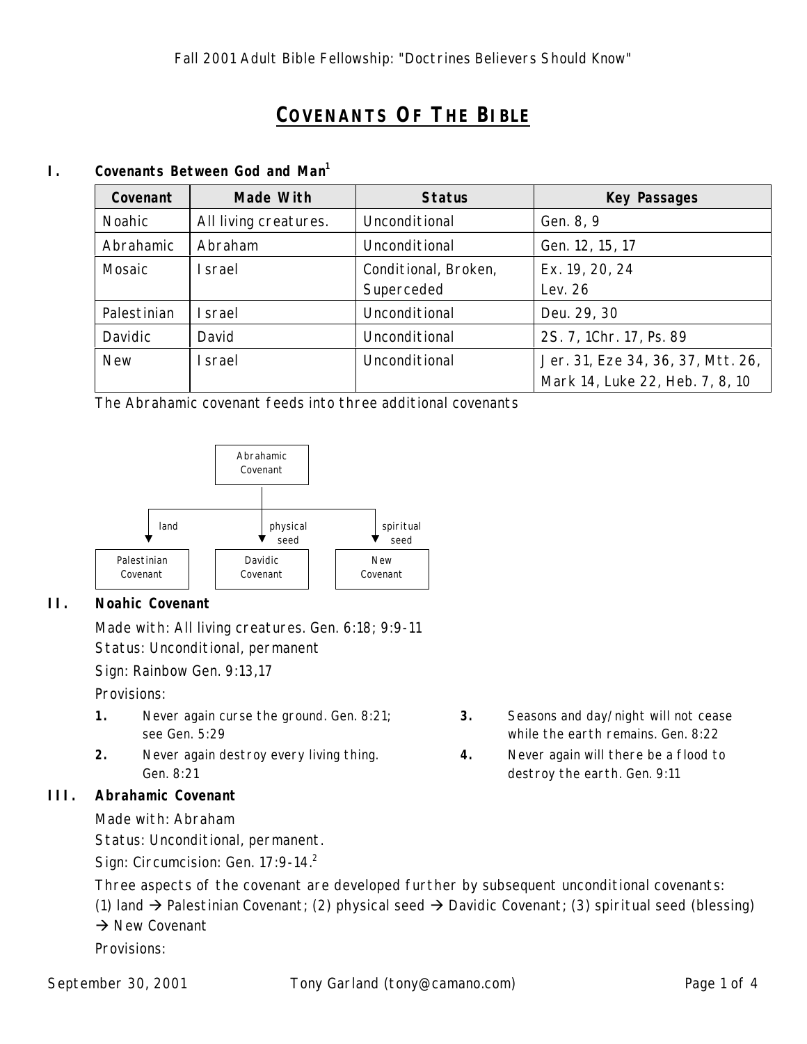# COVENANTS OF THE BIBLE

## I. Covenants Between God and Man[1]

| Covenant | Made With | Status | Key Passages |
| --- | --- | --- | --- |
| Noahic | All living creatures. | Unconditional | Gen. 8, 9 |
| Abrahamic | Abraham | Unconditional | Gen. 12, 15, 17 |
| Mosaic | Israel | Conditional, Broken, Superceded | Ex. 19, 20, 24 Lev. 26 |
| Palestinian | Israel | Unconditional | Deu. 29, 30 |
| Davidic | David | Unconditional | 2S. 7, 1Chr. 17, Ps. 89 |
| New | Israel | Unconditional | Jer. 31, Eze 34, 36, 37, Mtt. 26, Mark 14, Luke 22, Heb. 7, 8, 10 |

The Abrahamic covenant feeds into three additional covenants

Abrahamic Covenant
- land → Palestinian Covenant
- physical seed → Davidic Covenant
- spiritual seed → New Covenant

## II. Noahic Covenant

Made with: All living creatures. Gen. 6:18; 9:9-11

Status: Unconditional, permanent

Sign: Rainbow Gen. 9:13,17

Provisions:

1. Never again curse the ground. Gen. 8:21; see Gen. 5:29
2. Never again destroy every living thing. Gen. 8:21
3. Seasons and day/night will not cease while the earth remains. Gen. 8:22
4. Never again will there be a flood to destroy the earth. Gen. 9:11

## III. Abrahamic Covenant

Made with: Abraham

Status: Unconditional, permanent.

Sign: Circumcision: Gen. 17:9-14.[2]

Three aspects of the covenant are developed further by subsequent unconditional covenants: (1) land → Palestinian Covenant; (2) physical seed → Davidic Covenant; (3) spiritual seed (blessing) → New Covenant

Provisions: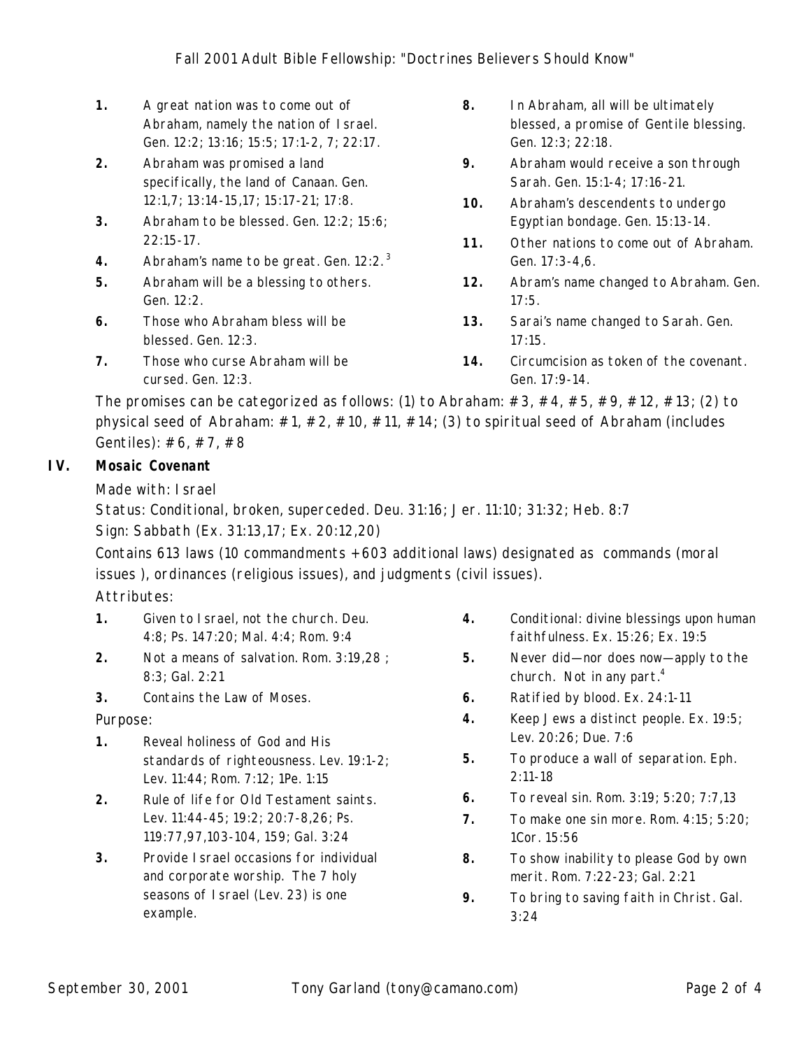1. A great nation was to come out of Abraham, namely the nation of Israel. Gen. 12:2; 13:16; 15:5; 17:1-2, 7; 22:17.
2. Abraham was promised a land specifically, the land of Canaan. Gen. 12:1,7; 13:14-15,17; 15:17-21; 17:8.
3. Abraham to be blessed. Gen. 12:2; 15:6; 22:15-17.
4. Abraham's name to be great. Gen. 12:2.[3]
5. Abraham will be a blessing to others. Gen. 12:2.
6. Those who Abraham bless will be blessed. Gen. 12:3.
7. Those who curse Abraham will be cursed. Gen. 12:3.
8. In Abraham, all will be ultimately blessed, a promise of Gentile blessing. Gen. 12:3; 22:18.
9. Abraham would receive a son through Sarah. Gen. 15:1-4; 17:16-21.
10. Abraham's descendents to undergo Egyptian bondage. Gen. 15:13-14.
11. Other nations to come out of Abraham. Gen. 17:3-4,6.
12. Abram's name changed to Abraham. Gen. 17:5.
13. Sarai's name changed to Sarah. Gen. 17:15.
14. Circumcision as token of the covenant. Gen. 17:9-14.

The promises can be categorized as follows: (1) to Abraham: #3, #4, #5, #9, #12, #13; (2) to physical seed of Abraham: #1, #2, #10, #11, #14; (3) to spiritual seed of Abraham (includes Gentiles): #6, #7, #8

## IV. *Mosaic Covenant*

Made with: Israel

Status: Conditional, broken, superceded. Deu. 31:16; Jer. 11:10; 31:32; Heb. 8:7

Sign: Sabbath (Ex. 31:13,17; Ex. 20:12,20)

Contains 613 laws (10 commandments + 603 additional laws) designated as commands (moral issues ), ordinances (religious issues), and judgments (civil issues).

Attributes:

1. Given to Israel, not the church. Deu. 4:8; Ps. 147:20; Mal. 4:4; Rom. 9:4
2. Not a means of salvation. Rom. 3:19,28 ; 8:3; Gal. 2:21
3. Contains the Law of Moses.
4. Conditional: divine blessings upon human faithfulness. Ex. 15:26; Ex. 19:5
5. Never did—nor does now—apply to the church. Not in any part.[4]
6. Ratified by blood. Ex. 24:1-11

Purpose:

1. Reveal holiness of God and His standards of righteousness. Lev. 19:1-2; Lev. 11:44; Rom. 7:12; 1Pe. 1:15
2. Rule of life for Old Testament saints. Lev. 11:44-45; 19:2; 20:7-8,26; Ps. 119:77,97,103-104, 159; Gal. 3:24
3. Provide Israel occasions for individual and corporate worship. The 7 holy seasons of Israel (Lev. 23) is one example.
4. Keep Jews a distinct people. Ex. 19:5; Lev. 20:26; Due. 7:6
5. To produce a wall of separation. Eph. 2:11-18
6. To reveal sin. Rom. 3:19; 5:20; 7:7,13
7. To make one sin more. Rom. 4:15; 5:20; 1Cor. 15:56
8. To show inability to please God by own merit. Rom. 7:22-23; Gal. 2:21
9. To bring to saving faith in Christ. Gal. 3:24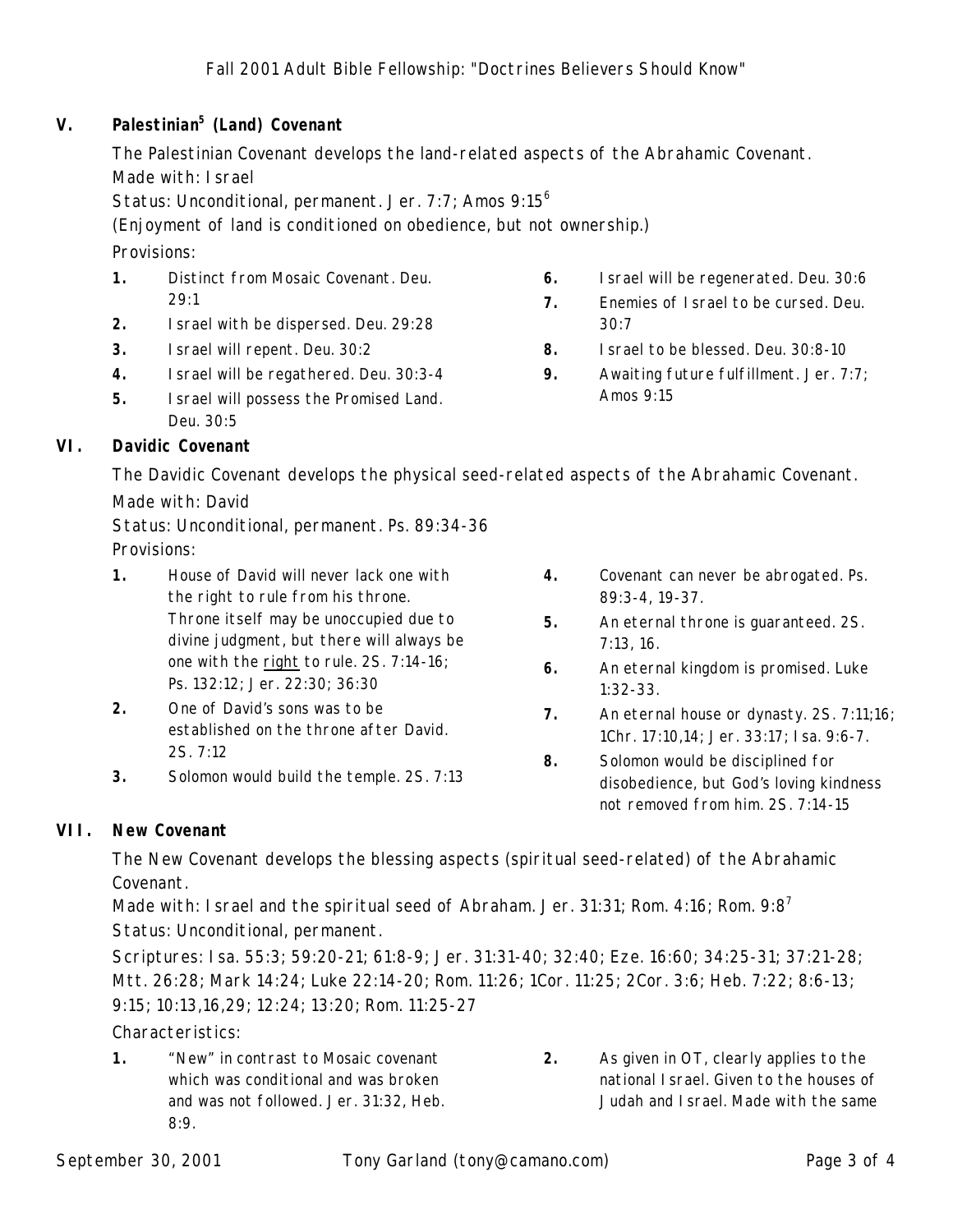## V. *Palestinian[5] (Land) Covenant*

The Palestinian Covenant develops the land-related aspects of the Abrahamic Covenant.

Made with: Israel

Status: Unconditional, permanent. Jer. 7:7; Amos 9:15[6]

(Enjoyment of land is conditioned on obedience, but not ownership.)

Provisions:

1. Distinct from Mosaic Covenant. Deu. 29:1
2. Israel with be dispersed. Deu. 29:28
3. Israel will repent. Deu. 30:2
4. Israel will be regathered. Deu. 30:3-4
5. Israel will possess the Promised Land. Deu. 30:5
6. Israel will be regenerated. Deu. 30:6
7. Enemies of Israel to be cursed. Deu. 30:7
8. Israel to be blessed. Deu. 30:8-10
9. Awaiting future fulfillment. Jer. 7:7; Amos 9:15

## VI. *Davidic Covenant*

The Davidic Covenant develops the physical seed-related aspects of the Abrahamic Covenant.

Made with: David

Status: Unconditional, permanent. Ps. 89:34-36

Provisions:

1. House of David will never lack one with the right to rule from his throne. Throne itself may be unoccupied due to divine judgment, but there will always be one with the <u>right</u> to rule. 2S. 7:14-16; Ps. 132:12; Jer. 22:30; 36:30
2. One of David's sons was to be established on the throne after David. 2S. 7:12
3. Solomon would build the temple. 2S. 7:13
4. Covenant can never be abrogated. Ps. 89:3-4, 19-37.
5. An eternal throne is guaranteed. 2S. 7:13, 16.
6. An eternal kingdom is promised. Luke 1:32-33.
7. An eternal house or dynasty. 2S. 7:11;16; 1Chr. 17:10,14; Jer. 33:17; Isa. 9:6-7.
8. Solomon would be disciplined for disobedience, but God's loving kindness not removed from him. 2S. 7:14-15

## VII. *New Covenant*

The New Covenant develops the blessing aspects (spiritual seed-related) of the Abrahamic Covenant.

Made with: Israel and the spiritual seed of Abraham. Jer. 31:31; Rom. 4:16; Rom. 9:8[7]

Status: Unconditional, permanent.

Scriptures: Isa. 55:3; 59:20-21; 61:8-9; Jer. 31:31-40; 32:40; Eze. 16:60; 34:25-31; 37:21-28; Mtt. 26:28; Mark 14:24; Luke 22:14-20; Rom. 11:26; 1Cor. 11:25; 2Cor. 3:6; Heb. 7:22; 8:6-13; 9:15; 10:13,16,29; 12:24; 13:20; Rom. 11:25-27

Characteristics:

1. "New" in contrast to Mosaic covenant which was conditional and was broken and was not followed. Jer. 31:32, Heb. 8:9.
2. As given in OT, clearly applies to the national Israel. Given to the houses of Judah and Israel. Made with the same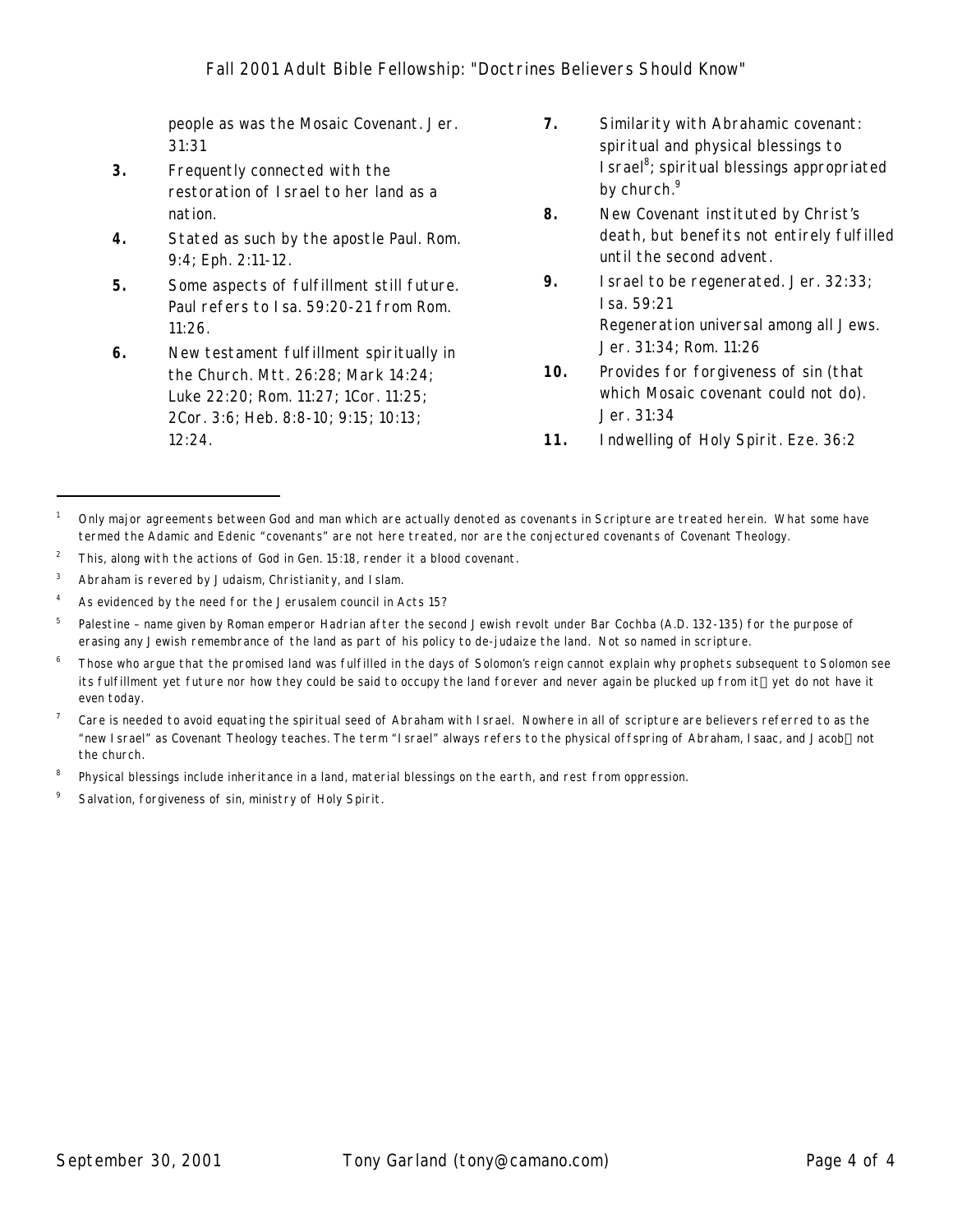people as was the Mosaic Covenant. Jer. 31:31

3. Frequently connected with the restoration of Israel to her land as a nation.
4. Stated as such by the apostle Paul. Rom. 9:4; Eph. 2:11-12.
5. Some aspects of fulfillment still future. Paul refers to Isa. 59:20-21 from Rom. 11:26.
6. New testament fulfillment spiritually in the Church. Mtt. 26:28; Mark 14:24; Luke 22:20; Rom. 11:27; 1Cor. 11:25; 2Cor. 3:6; Heb. 8:8-10; 9:15; 10:13; 12:24.
7. Similarity with Abrahamic covenant: spiritual and physical blessings to Israel[8]; spiritual blessings appropriated by church.[9]
8. New Covenant instituted by Christ's death, but benefits not entirely fulfilled until the second advent.
9. Israel to be regenerated. Jer. 32:33; Isa. 59:21
   Regeneration universal among all Jews. Jer. 31:34; Rom. 11:26
10. Provides for forgiveness of sin (that which Mosaic covenant could not do). Jer. 31:34
11. Indwelling of Holy Spirit. Eze. 36:2

---

[1] Only major agreements between God and man which are actually denoted as covenants in Scripture are treated herein. What some have termed the Adamic and Edenic "covenants" are not here treated, nor are the conjectured covenants of Covenant Theology.

[2] This, along with the actions of God in Gen. 15:18, render it a blood covenant.

[3] Abraham is revered by Judaism, Christianity, and Islam.

[4] As evidenced by the need for the Jerusalem council in Acts 15?

[5] Palestine – name given by Roman emperor Hadrian after the second Jewish revolt under Bar Cochba (A.D. 132-135) for the purpose of erasing any Jewish remembrance of the land as part of his policy to de-judaize the land. Not so named in scripture.

[6] Those who argue that the promised land was fulfilled in the days of Solomon's reign cannot explain why prophets subsequent to Solomon see its fulfillment yet future nor how they could be said to occupy the land forever and never again be plucked up from it yet do not have it even today.

[7] Care is needed to avoid equating the spiritual seed of Abraham with Israel. Nowhere in all of scripture are believers referred to as the "new Israel" as Covenant Theology teaches. The term "Israel" always refers to the physical offspring of Abraham, Isaac, and Jacob not the church.

[8] Physical blessings include inheritance in a land, material blessings on the earth, and rest from oppression.

[9] Salvation, forgiveness of sin, ministry of Holy Spirit.